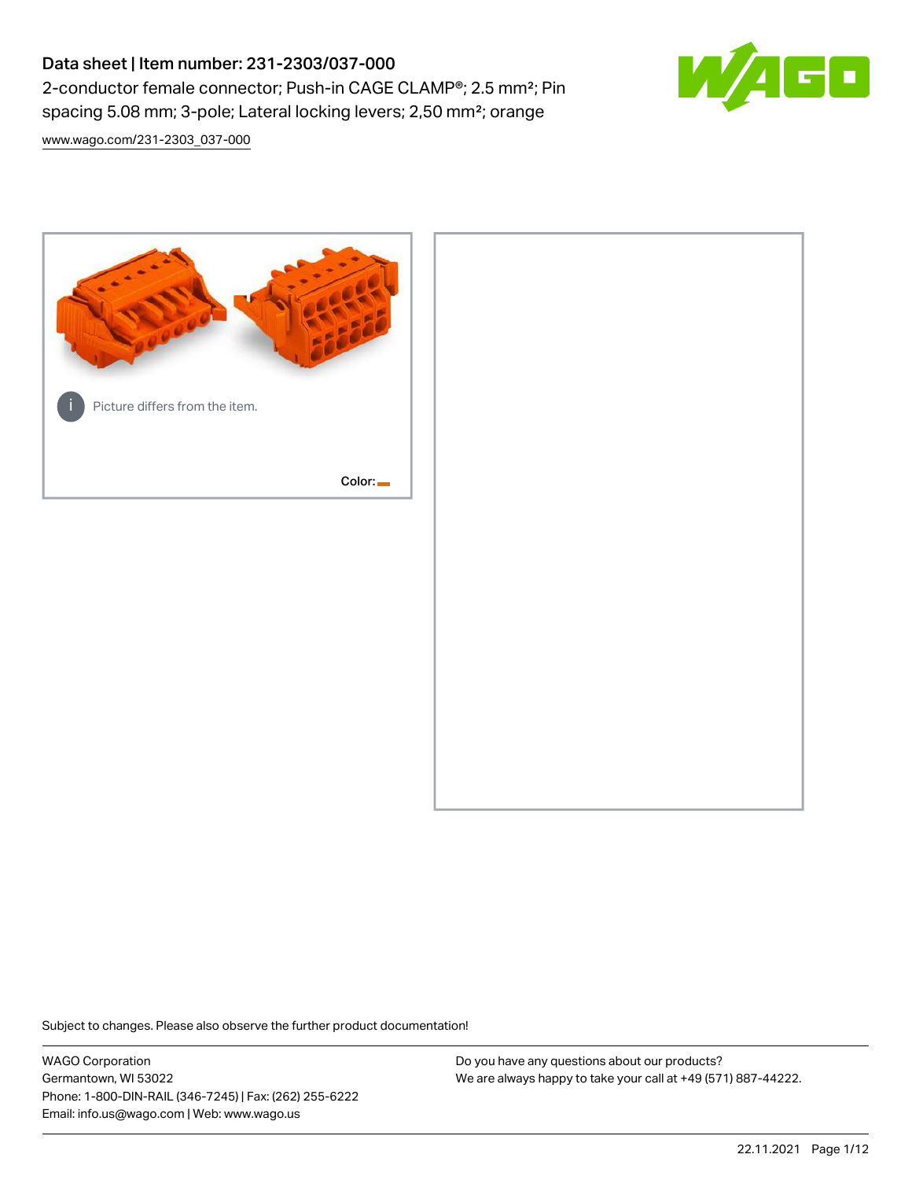# Data sheet | Item number: 231-2303/037-000

2-conductor female connector; Push-in CAGE CLAMP®; 2.5 mm²; Pin spacing 5.08 mm; 3-pole; Lateral locking levers; 2,50 mm²; orange

www.wago.com/231-2303_037-000

Picture differs from the item.

Color:

Subject to changes. Please also observe the further product documentation!

WAGO Corporation
Germantown, WI 53022
Phone: 1-800-DIN-RAIL (346-7245) | Fax: (262) 255-6222
Email: info.us@wago.com | Web: www.wago.us

Do you have any questions about our products?
We are always happy to take your call at +49 (571) 887-44222.

22.11.2021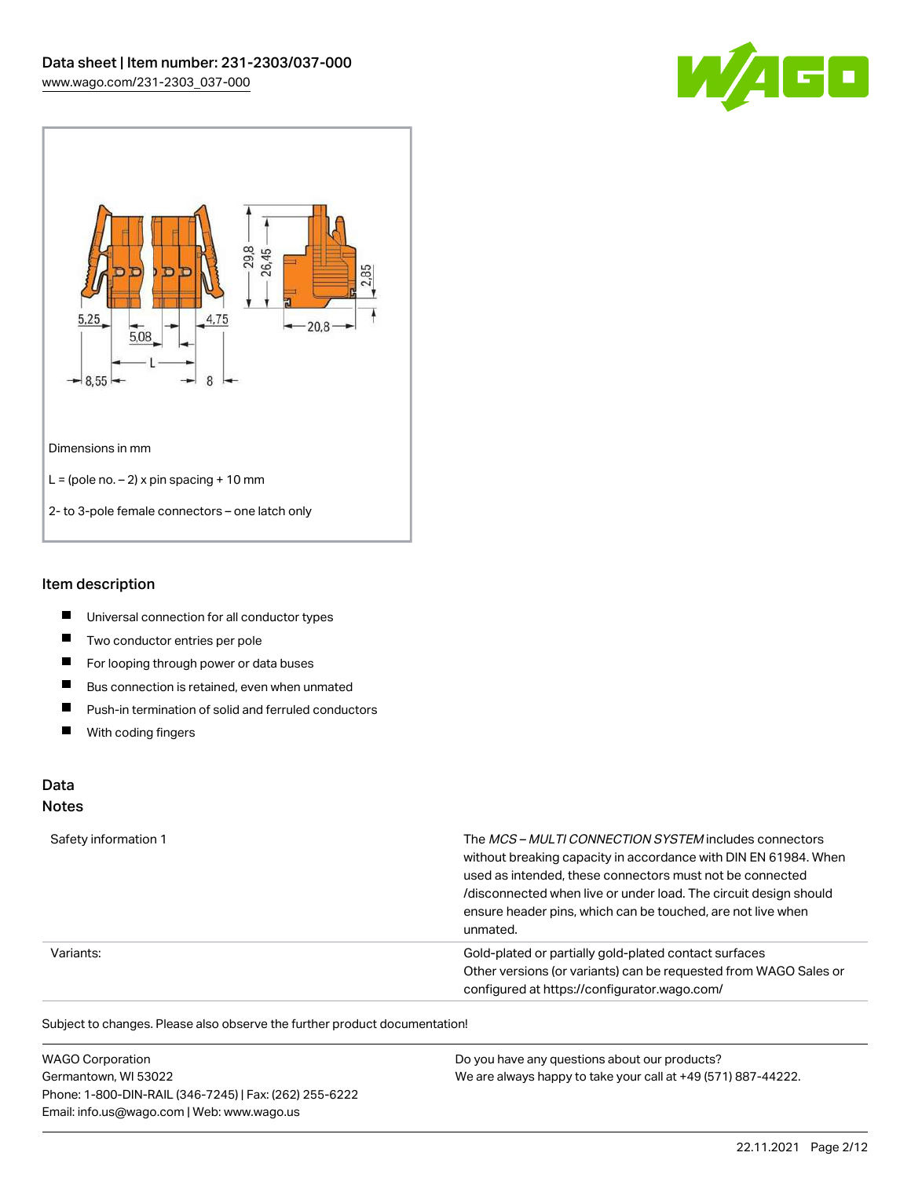Dimensions in mm

L = (pole no. – 2) x pin spacing + 10 mm

2- to 3-pole female connectors – one latch only

## Item description

- Universal connection for all conductor types
- Two conductor entries per pole
- For looping through power or data buses
- Bus connection is retained, even when unmated
- Push-in termination of solid and ferruled conductors
- With coding fingers

## Data
### Notes

| | |
|---|---|
| Safety information 1 | The *MCS – MULTI CONNECTION SYSTEM* includes connectors without breaking capacity in accordance with DIN EN 61984. When used as intended, these connectors must not be connected /disconnected when live or under load. The circuit design should ensure header pins, which can be touched, are not live when unmated. |
| Variants: | Gold-plated or partially gold-plated contact surfaces<br>Other versions (or variants) can be requested from WAGO Sales or configured at https://configurator.wago.com/ |

Subject to changes. Please also observe the further product documentation!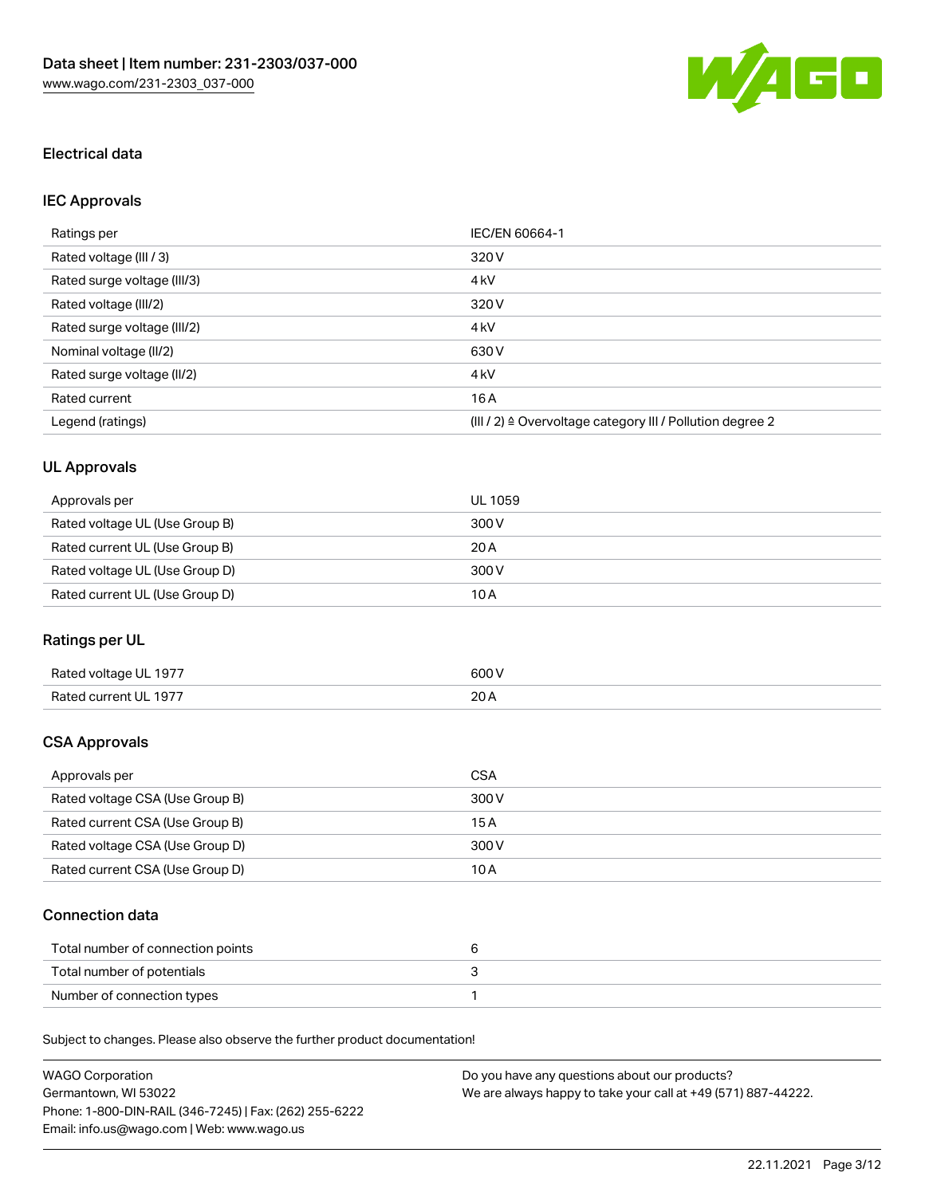## Electrical data

### IEC Approvals

| Ratings per | IEC/EN 60664-1 |
| --- | --- |
| Rated voltage (III / 3) | 320 V |
| Rated surge voltage (III/3) | 4 kV |
| Rated voltage (III/2) | 320 V |
| Rated surge voltage (III/2) | 4 kV |
| Nominal voltage (II/2) | 630 V |
| Rated surge voltage (II/2) | 4 kV |
| Rated current | 16 A |
| Legend (ratings) | (III / 2) ≙ Overvoltage category III / Pollution degree 2 |

### UL Approvals

| Approvals per | UL 1059 |
| --- | --- |
| Rated voltage UL (Use Group B) | 300 V |
| Rated current UL (Use Group B) | 20 A |
| Rated voltage UL (Use Group D) | 300 V |
| Rated current UL (Use Group D) | 10 A |

### Ratings per UL

| Rated voltage UL 1977 | 600 V |
| --- | --- |
| Rated current UL 1977 | 20 A |

### CSA Approvals

| Approvals per | CSA |
| --- | --- |
| Rated voltage CSA (Use Group B) | 300 V |
| Rated current CSA (Use Group B) | 15 A |
| Rated voltage CSA (Use Group D) | 300 V |
| Rated current CSA (Use Group D) | 10 A |

### Connection data

| Total number of connection points | 6 |
| --- | --- |
| Total number of potentials | 3 |
| Number of connection types | 1 |

Subject to changes. Please also observe the further product documentation!

WAGO Corporation
Germantown, WI 53022
Phone: 1-800-DIN-RAIL (346-7245) | Fax: (262) 255-6222
Email: info.us@wago.com | Web: www.wago.us

Do you have any questions about our products?
We are always happy to take your call at +49 (571) 887-44222.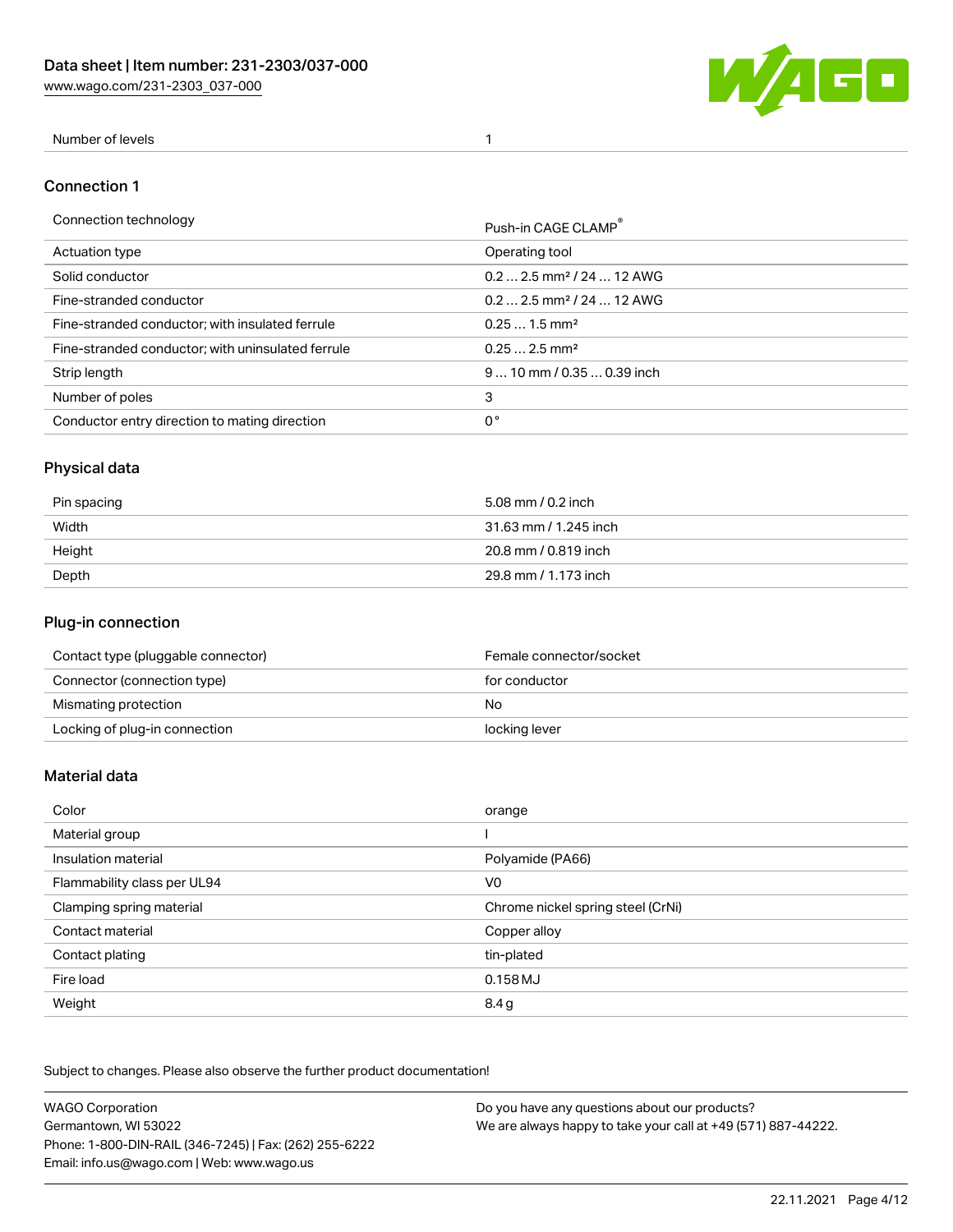| Number of levels | 1 |
| --- | --- |

## Connection 1

| Connection technology | Push-in CAGE CLAMP® |
| --- | --- |
| Actuation type | Operating tool |
| Solid conductor | 0.2 … 2.5 mm² / 24 … 12 AWG |
| Fine-stranded conductor | 0.2 … 2.5 mm² / 24 … 12 AWG |
| Fine-stranded conductor; with insulated ferrule | 0.25 … 1.5 mm² |
| Fine-stranded conductor; with uninsulated ferrule | 0.25 … 2.5 mm² |
| Strip length | 9 … 10 mm / 0.35 … 0.39 inch |
| Number of poles | 3 |
| Conductor entry direction to mating direction | 0 ° |

## Physical data

| Pin spacing | 5.08 mm / 0.2 inch |
| --- | --- |
| Width | 31.63 mm / 1.245 inch |
| Height | 20.8 mm / 0.819 inch |
| Depth | 29.8 mm / 1.173 inch |

## Plug-in connection

| Contact type (pluggable connector) | Female connector/socket |
| --- | --- |
| Connector (connection type) | for conductor |
| Mismating protection | No |
| Locking of plug-in connection | locking lever |

## Material data

| Color | orange |
| --- | --- |
| Material group | I |
| Insulation material | Polyamide (PA66) |
| Flammability class per UL94 | V0 |
| Clamping spring material | Chrome nickel spring steel (CrNi) |
| Contact material | Copper alloy |
| Contact plating | tin-plated |
| Fire load | 0.158 MJ |
| Weight | 8.4 g |

Subject to changes. Please also observe the further product documentation!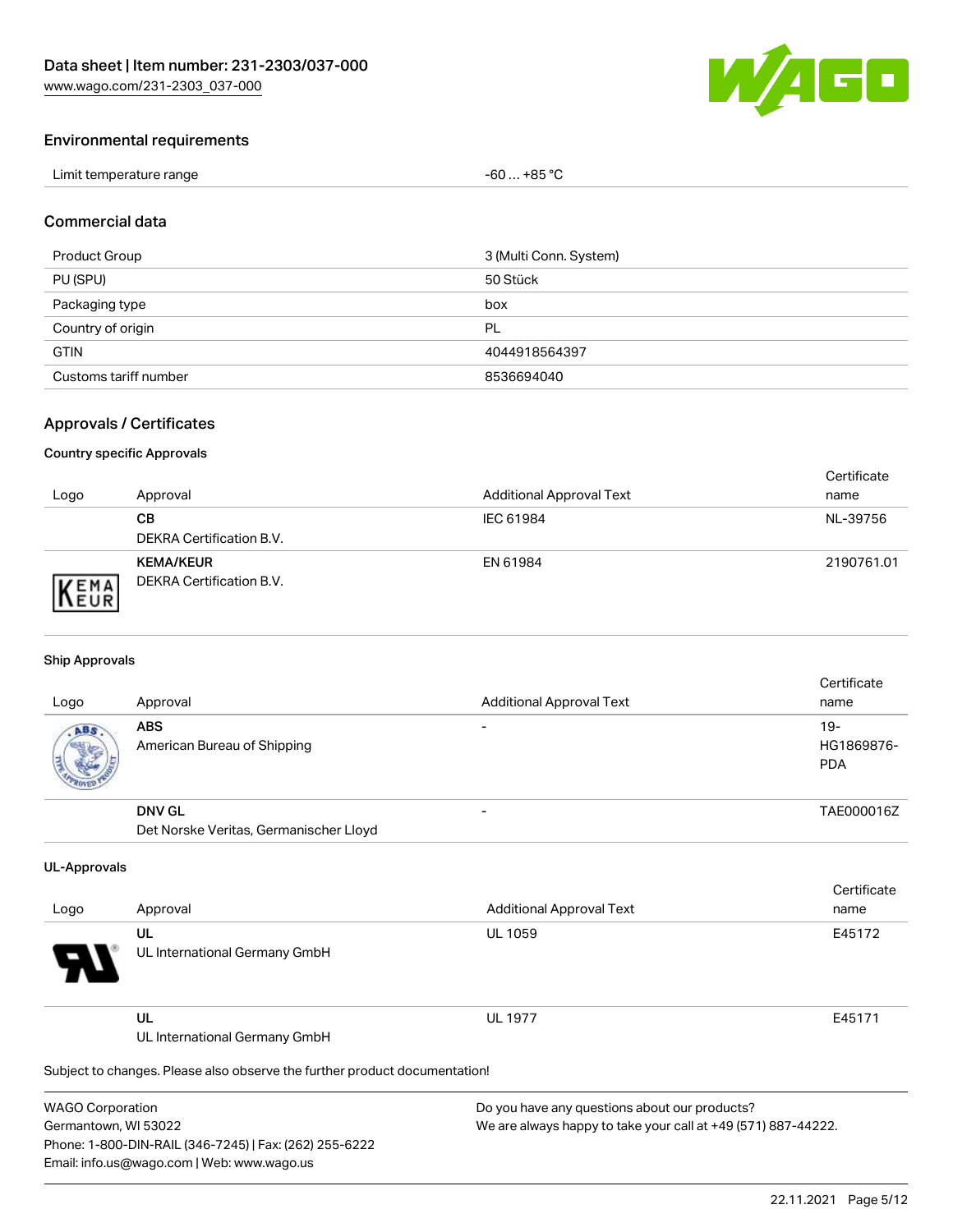## Environmental requirements

| Limit temperature range | -60 … +85 °C |
| --- | --- |

## Commercial data

| Product Group | 3 (Multi Conn. System) |
| --- | --- |
| PU (SPU) | 50 Stück |
| Packaging type | box |
| Country of origin | PL |
| GTIN | 4044918564397 |
| Customs tariff number | 8536694040 |

## Approvals / Certificates

### Country specific Approvals

| Logo | Approval | Additional Approval Text | Certificate name |
| --- | --- | --- | --- |
| | **CB**<br>DEKRA Certification B.V. | IEC 61984 | NL-39756 |
| | **KEMA/KEUR**<br>DEKRA Certification B.V. | EN 61984 | 2190761.01 |

### Ship Approvals

| Logo | Approval | Additional Approval Text | Certificate name |
| --- | --- | --- | --- |
| | **ABS**<br>American Bureau of Shipping | - | 19-HG1869876-PDA |
| | **DNV GL**<br>Det Norske Veritas, Germanischer Lloyd | - | TAE000016Z |

### UL-Approvals

| Logo | Approval | Additional Approval Text | Certificate name |
| --- | --- | --- | --- |
| | **UL**<br>UL International Germany GmbH | UL 1059 | E45172 |
| | **UL**<br>UL International Germany GmbH | UL 1977 | E45171 |

Subject to changes. Please also observe the further product documentation!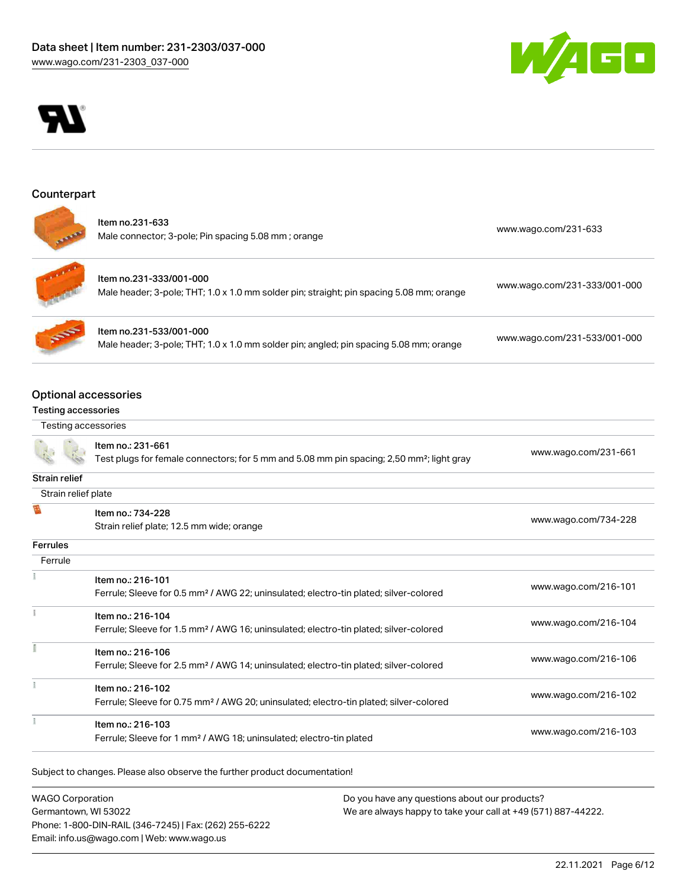## Counterpart

| Item | Link |
| --- | --- |
| Item no.231-633<br>Male connector; 3-pole; Pin spacing 5.08 mm ; orange | www.wago.com/231-633 |
| Item no.231-333/001-000<br>Male header; 3-pole; THT; 1.0 x 1.0 mm solder pin; straight; pin spacing 5.08 mm; orange | www.wago.com/231-333/001-000 |
| Item no.231-533/001-000<br>Male header; 3-pole; THT; 1.0 x 1.0 mm solder pin; angled; pin spacing 5.08 mm; orange | www.wago.com/231-533/001-000 |

## Optional accessories

### Testing accessories

| Testing accessories | |
| --- | --- |
| Item no.: 231-661<br>Test plugs for female connectors; for 5 mm and 5.08 mm pin spacing; 2,50 mm²; light gray | www.wago.com/231-661 |

### Strain relief

| Strain relief plate | |
| --- | --- |
| Item no.: 734-228<br>Strain relief plate; 12.5 mm wide; orange | www.wago.com/734-228 |

### Ferrules

| Ferrule | |
| --- | --- |
| Item no.: 216-101<br>Ferrule; Sleeve for 0.5 mm² / AWG 22; uninsulated; electro-tin plated; silver-colored | www.wago.com/216-101 |
| Item no.: 216-104<br>Ferrule; Sleeve for 1.5 mm² / AWG 16; uninsulated; electro-tin plated; silver-colored | www.wago.com/216-104 |
| Item no.: 216-106<br>Ferrule; Sleeve for 2.5 mm² / AWG 14; uninsulated; electro-tin plated; silver-colored | www.wago.com/216-106 |
| Item no.: 216-102<br>Ferrule; Sleeve for 0.75 mm² / AWG 20; uninsulated; electro-tin plated; silver-colored | www.wago.com/216-102 |
| Item no.: 216-103<br>Ferrule; Sleeve for 1 mm² / AWG 18; uninsulated; electro-tin plated | www.wago.com/216-103 |

Subject to changes. Please also observe the further product documentation!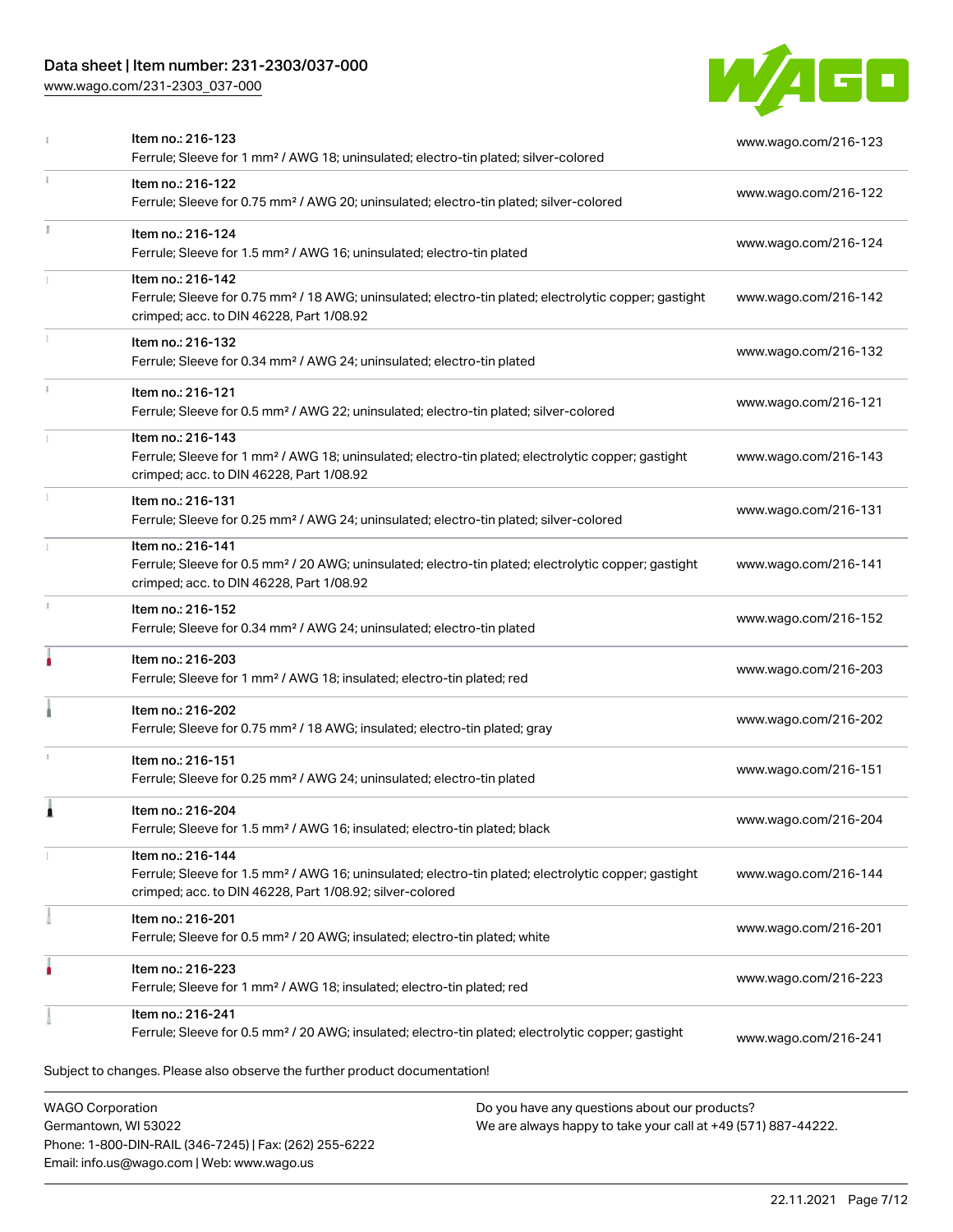| | | |
|---|---|---|
| | Item no.: 216-123<br>Ferrule; Sleeve for 1 mm² / AWG 18; uninsulated; electro-tin plated; silver-colored | www.wago.com/216-123 |
| | Item no.: 216-122<br>Ferrule; Sleeve for 0.75 mm² / AWG 20; uninsulated; electro-tin plated; silver-colored | www.wago.com/216-122 |
| | Item no.: 216-124<br>Ferrule; Sleeve for 1.5 mm² / AWG 16; uninsulated; electro-tin plated | www.wago.com/216-124 |
| | Item no.: 216-142<br>Ferrule; Sleeve for 0.75 mm² / 18 AWG; uninsulated; electro-tin plated; electrolytic copper; gastight crimped; acc. to DIN 46228, Part 1/08.92 | www.wago.com/216-142 |
| | Item no.: 216-132<br>Ferrule; Sleeve for 0.34 mm² / AWG 24; uninsulated; electro-tin plated | www.wago.com/216-132 |
| | Item no.: 216-121<br>Ferrule; Sleeve for 0.5 mm² / AWG 22; uninsulated; electro-tin plated; silver-colored | www.wago.com/216-121 |
| | Item no.: 216-143<br>Ferrule; Sleeve for 1 mm² / AWG 18; uninsulated; electro-tin plated; electrolytic copper; gastight crimped; acc. to DIN 46228, Part 1/08.92 | www.wago.com/216-143 |
| | Item no.: 216-131<br>Ferrule; Sleeve for 0.25 mm² / AWG 24; uninsulated; electro-tin plated; silver-colored | www.wago.com/216-131 |
| | Item no.: 216-141<br>Ferrule; Sleeve for 0.5 mm² / 20 AWG; uninsulated; electro-tin plated; electrolytic copper; gastight crimped; acc. to DIN 46228, Part 1/08.92 | www.wago.com/216-141 |
| | Item no.: 216-152<br>Ferrule; Sleeve for 0.34 mm² / AWG 24; uninsulated; electro-tin plated | www.wago.com/216-152 |
| | Item no.: 216-203<br>Ferrule; Sleeve for 1 mm² / AWG 18; insulated; electro-tin plated; red | www.wago.com/216-203 |
| | Item no.: 216-202<br>Ferrule; Sleeve for 0.75 mm² / 18 AWG; insulated; electro-tin plated; gray | www.wago.com/216-202 |
| | Item no.: 216-151<br>Ferrule; Sleeve for 0.25 mm² / AWG 24; uninsulated; electro-tin plated | www.wago.com/216-151 |
| | Item no.: 216-204<br>Ferrule; Sleeve for 1.5 mm² / AWG 16; insulated; electro-tin plated; black | www.wago.com/216-204 |
| | Item no.: 216-144<br>Ferrule; Sleeve for 1.5 mm² / AWG 16; uninsulated; electro-tin plated; electrolytic copper; gastight crimped; acc. to DIN 46228, Part 1/08.92; silver-colored | www.wago.com/216-144 |
| | Item no.: 216-201<br>Ferrule; Sleeve for 0.5 mm² / 20 AWG; insulated; electro-tin plated; white | www.wago.com/216-201 |
| | Item no.: 216-223<br>Ferrule; Sleeve for 1 mm² / AWG 18; insulated; electro-tin plated; red | www.wago.com/216-223 |
| | Item no.: 216-241<br>Ferrule; Sleeve for 0.5 mm² / 20 AWG; insulated; electro-tin plated; electrolytic copper; gastight | www.wago.com/216-241 |

Subject to changes. Please also observe the further product documentation!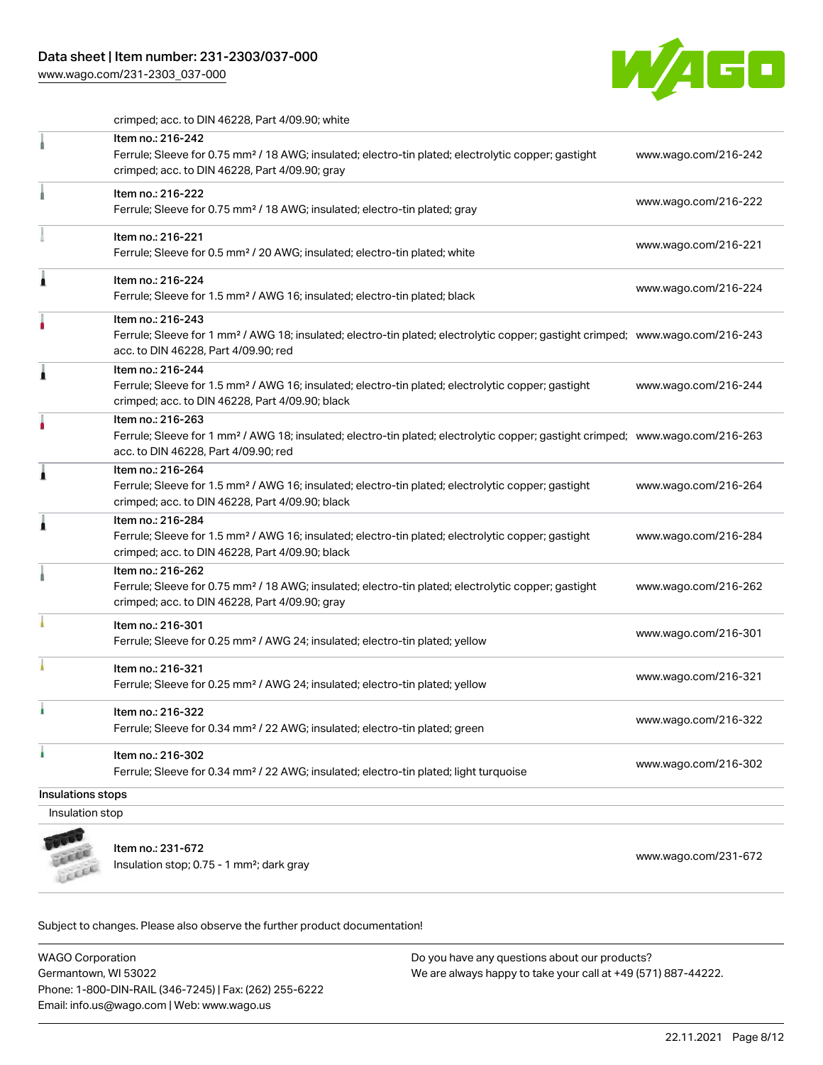crimped; acc. to DIN 46228, Part 4/09.90; white

| | | |
|---|---|---|
| | Item no.: 216-242<br>Ferrule; Sleeve for 0.75 mm² / 18 AWG; insulated; electro-tin plated; electrolytic copper; gastight crimped; acc. to DIN 46228, Part 4/09.90; gray | www.wago.com/216-242 |
| | Item no.: 216-222<br>Ferrule; Sleeve for 0.75 mm² / 18 AWG; insulated; electro-tin plated; gray | www.wago.com/216-222 |
| | Item no.: 216-221<br>Ferrule; Sleeve for 0.5 mm² / 20 AWG; insulated; electro-tin plated; white | www.wago.com/216-221 |
| | Item no.: 216-224<br>Ferrule; Sleeve for 1.5 mm² / AWG 16; insulated; electro-tin plated; black | www.wago.com/216-224 |
| | Item no.: 216-243<br>Ferrule; Sleeve for 1 mm² / AWG 18; insulated; electro-tin plated; electrolytic copper; gastight crimped; acc. to DIN 46228, Part 4/09.90; red | www.wago.com/216-243 |
| | Item no.: 216-244<br>Ferrule; Sleeve for 1.5 mm² / AWG 16; insulated; electro-tin plated; electrolytic copper; gastight crimped; acc. to DIN 46228, Part 4/09.90; black | www.wago.com/216-244 |
| | Item no.: 216-263<br>Ferrule; Sleeve for 1 mm² / AWG 18; insulated; electro-tin plated; electrolytic copper; gastight crimped; acc. to DIN 46228, Part 4/09.90; red | www.wago.com/216-263 |
| | Item no.: 216-264<br>Ferrule; Sleeve for 1.5 mm² / AWG 16; insulated; electro-tin plated; electrolytic copper; gastight crimped; acc. to DIN 46228, Part 4/09.90; black | www.wago.com/216-264 |
| | Item no.: 216-284<br>Ferrule; Sleeve for 1.5 mm² / AWG 16; insulated; electro-tin plated; electrolytic copper; gastight crimped; acc. to DIN 46228, Part 4/09.90; black | www.wago.com/216-284 |
| | Item no.: 216-262<br>Ferrule; Sleeve for 0.75 mm² / 18 AWG; insulated; electro-tin plated; electrolytic copper; gastight crimped; acc. to DIN 46228, Part 4/09.90; gray | www.wago.com/216-262 |
| | Item no.: 216-301<br>Ferrule; Sleeve for 0.25 mm² / AWG 24; insulated; electro-tin plated; yellow | www.wago.com/216-301 |
| | Item no.: 216-321<br>Ferrule; Sleeve for 0.25 mm² / AWG 24; insulated; electro-tin plated; yellow | www.wago.com/216-321 |
| | Item no.: 216-322<br>Ferrule; Sleeve for 0.34 mm² / 22 AWG; insulated; electro-tin plated; green | www.wago.com/216-322 |
| | Item no.: 216-302<br>Ferrule; Sleeve for 0.34 mm² / 22 AWG; insulated; electro-tin plated; light turquoise | www.wago.com/216-302 |

Insulations stops

Insulation stop

| | | |
|---|---|---|
| | Item no.: 231-672<br>Insulation stop; 0.75 - 1 mm²; dark gray | www.wago.com/231-672 |

Subject to changes. Please also observe the further product documentation!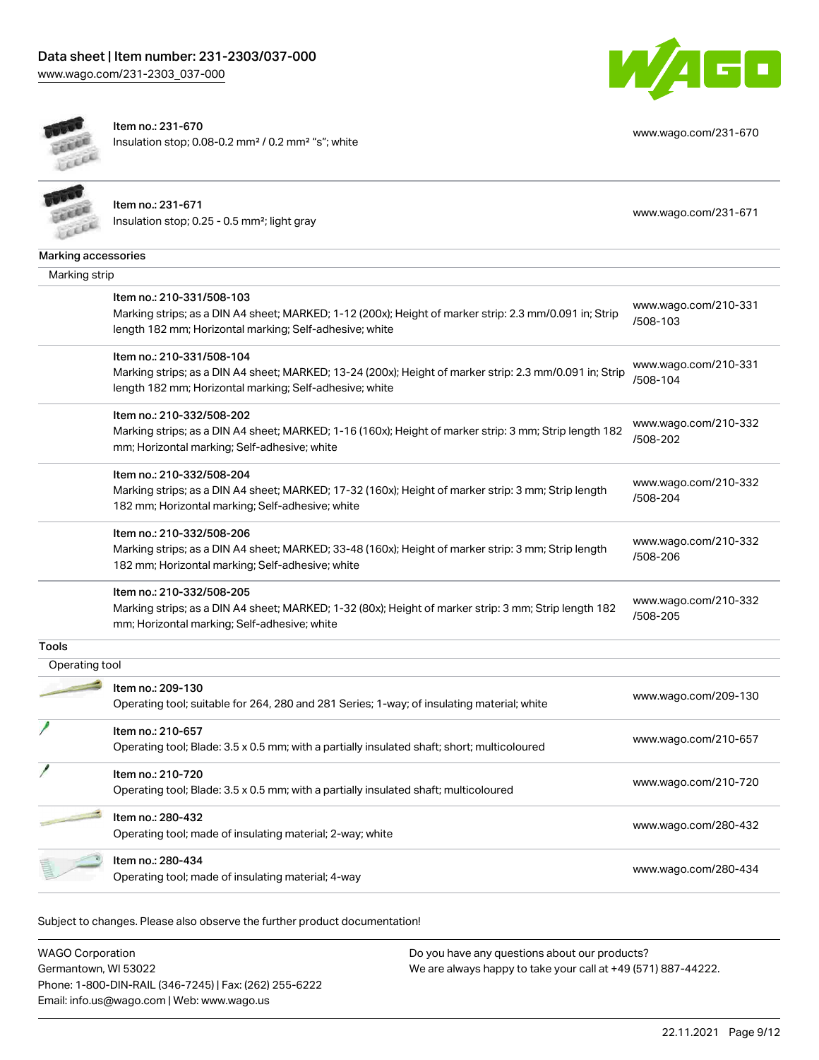| | | |
|---|---|---|
| | Item no.: 231-670<br>Insulation stop; 0.08-0.2 mm² / 0.2 mm² "s"; white | www.wago.com/231-670 |
| | Item no.: 231-671<br>Insulation stop; 0.25 - 0.5 mm²; light gray | www.wago.com/231-671 |

## Marking accessories

### Marking strip

| | | |
|---|---|---|
| | Item no.: 210-331/508-103<br>Marking strips; as a DIN A4 sheet; MARKED; 1-12 (200x); Height of marker strip: 2.3 mm/0.091 in; Strip length 182 mm; Horizontal marking; Self-adhesive; white | www.wago.com/210-331/508-103 |
| | Item no.: 210-331/508-104<br>Marking strips; as a DIN A4 sheet; MARKED; 13-24 (200x); Height of marker strip: 2.3 mm/0.091 in; Strip length 182 mm; Horizontal marking; Self-adhesive; white | www.wago.com/210-331/508-104 |
| | Item no.: 210-332/508-202<br>Marking strips; as a DIN A4 sheet; MARKED; 1-16 (160x); Height of marker strip: 3 mm; Strip length 182 mm; Horizontal marking; Self-adhesive; white | www.wago.com/210-332/508-202 |
| | Item no.: 210-332/508-204<br>Marking strips; as a DIN A4 sheet; MARKED; 17-32 (160x); Height of marker strip: 3 mm; Strip length 182 mm; Horizontal marking; Self-adhesive; white | www.wago.com/210-332/508-204 |
| | Item no.: 210-332/508-206<br>Marking strips; as a DIN A4 sheet; MARKED; 33-48 (160x); Height of marker strip: 3 mm; Strip length 182 mm; Horizontal marking; Self-adhesive; white | www.wago.com/210-332/508-206 |
| | Item no.: 210-332/508-205<br>Marking strips; as a DIN A4 sheet; MARKED; 1-32 (80x); Height of marker strip: 3 mm; Strip length 182 mm; Horizontal marking; Self-adhesive; white | www.wago.com/210-332/508-205 |

## Tools

### Operating tool

| | | |
|---|---|---|
| | Item no.: 209-130<br>Operating tool; suitable for 264, 280 and 281 Series; 1-way; of insulating material; white | www.wago.com/209-130 |
| | Item no.: 210-657<br>Operating tool; Blade: 3.5 x 0.5 mm; with a partially insulated shaft; short; multicoloured | www.wago.com/210-657 |
| | Item no.: 210-720<br>Operating tool; Blade: 3.5 x 0.5 mm; with a partially insulated shaft; multicoloured | www.wago.com/210-720 |
| | Item no.: 280-432<br>Operating tool; made of insulating material; 2-way; white | www.wago.com/280-432 |
| | Item no.: 280-434<br>Operating tool; made of insulating material; 4-way | www.wago.com/280-434 |

Subject to changes. Please also observe the further product documentation!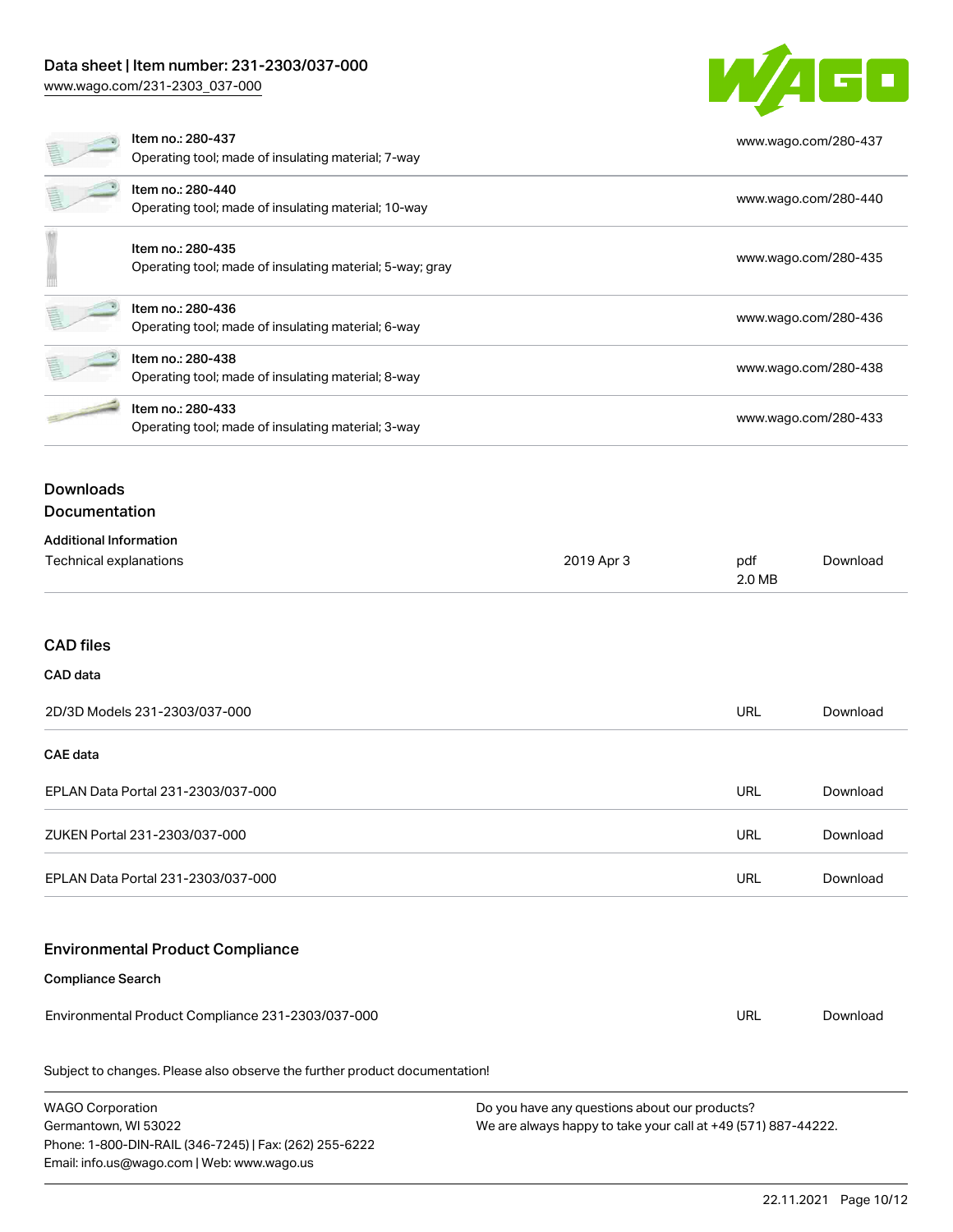| Item | URL |
|---|---|
| Item no.: 280-437<br>Operating tool; made of insulating material; 7-way | www.wago.com/280-437 |
| Item no.: 280-440<br>Operating tool; made of insulating material; 10-way | www.wago.com/280-440 |
| Item no.: 280-435<br>Operating tool; made of insulating material; 5-way; gray | www.wago.com/280-435 |
| Item no.: 280-436<br>Operating tool; made of insulating material; 6-way | www.wago.com/280-436 |
| Item no.: 280-438<br>Operating tool; made of insulating material; 8-way | www.wago.com/280-438 |
| Item no.: 280-433<br>Operating tool; made of insulating material; 3-way | www.wago.com/280-433 |

## Downloads

### Documentation

**Additional Information**

| | | | |
|---|---|---|---|
| Technical explanations | 2019 Apr 3 | pdf<br>2.0 MB | Download |

### CAD files

**CAD data**

| | | |
|---|---|---|
| 2D/3D Models 231-2303/037-000 | URL | Download |

**CAE data**

| | | |
|---|---|---|
| EPLAN Data Portal 231-2303/037-000 | URL | Download |
| ZUKEN Portal 231-2303/037-000 | URL | Download |
| EPLAN Data Portal 231-2303/037-000 | URL | Download |

### Environmental Product Compliance

**Compliance Search**

| | | |
|---|---|---|
| Environmental Product Compliance 231-2303/037-000 | URL | Download |

Subject to changes. Please also observe the further product documentation!

WAGO Corporation
Germantown, WI 53022
Phone: 1-800-DIN-RAIL (346-7245) | Fax: (262) 255-6222
Email: info.us@wago.com | Web: www.wago.us

Do you have any questions about our products?
We are always happy to take your call at +49 (571) 887-44222.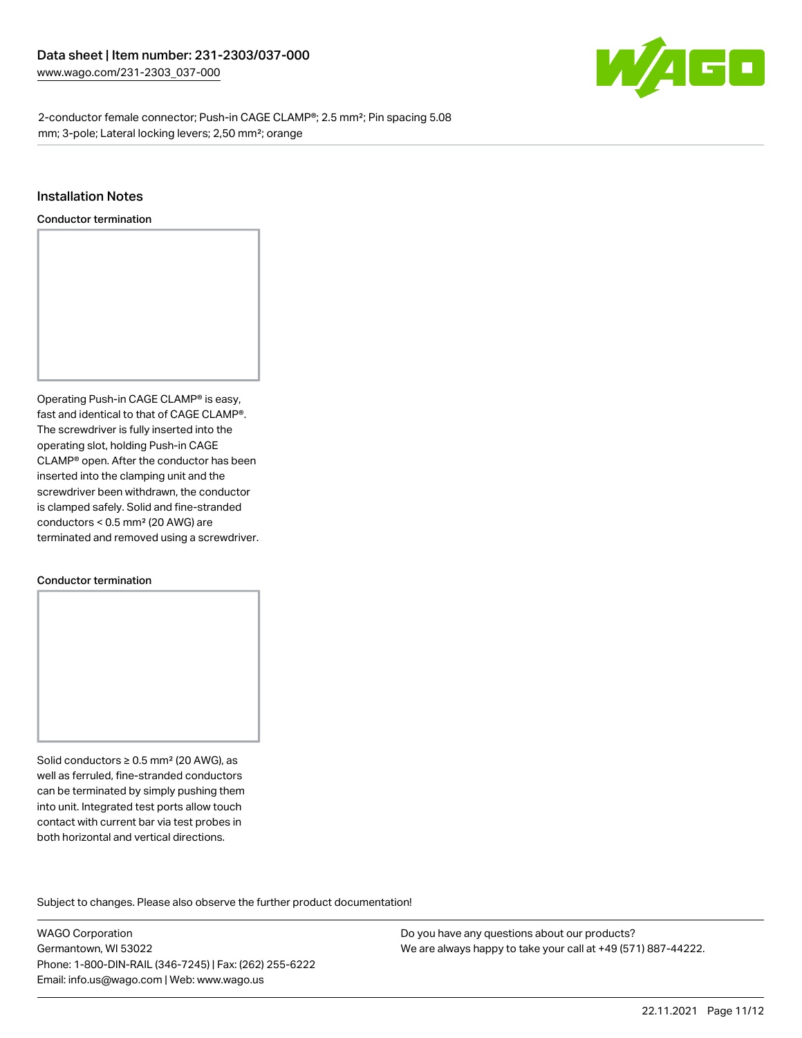## Installation Notes

### Conductor termination

Operating Push-in CAGE CLAMP® is easy, fast and identical to that of CAGE CLAMP®. The screwdriver is fully inserted into the operating slot, holding Push-in CAGE CLAMP® open. After the conductor has been inserted into the clamping unit and the screwdriver been withdrawn, the conductor is clamped safely. Solid and fine-stranded conductors < 0.5 mm² (20 AWG) are terminated and removed using a screwdriver.

### Conductor termination

Solid conductors ≥ 0.5 mm² (20 AWG), as well as ferruled, fine-stranded conductors can be terminated by simply pushing them into unit. Integrated test ports allow touch contact with current bar via test probes in both horizontal and vertical directions.

Subject to changes. Please also observe the further product documentation!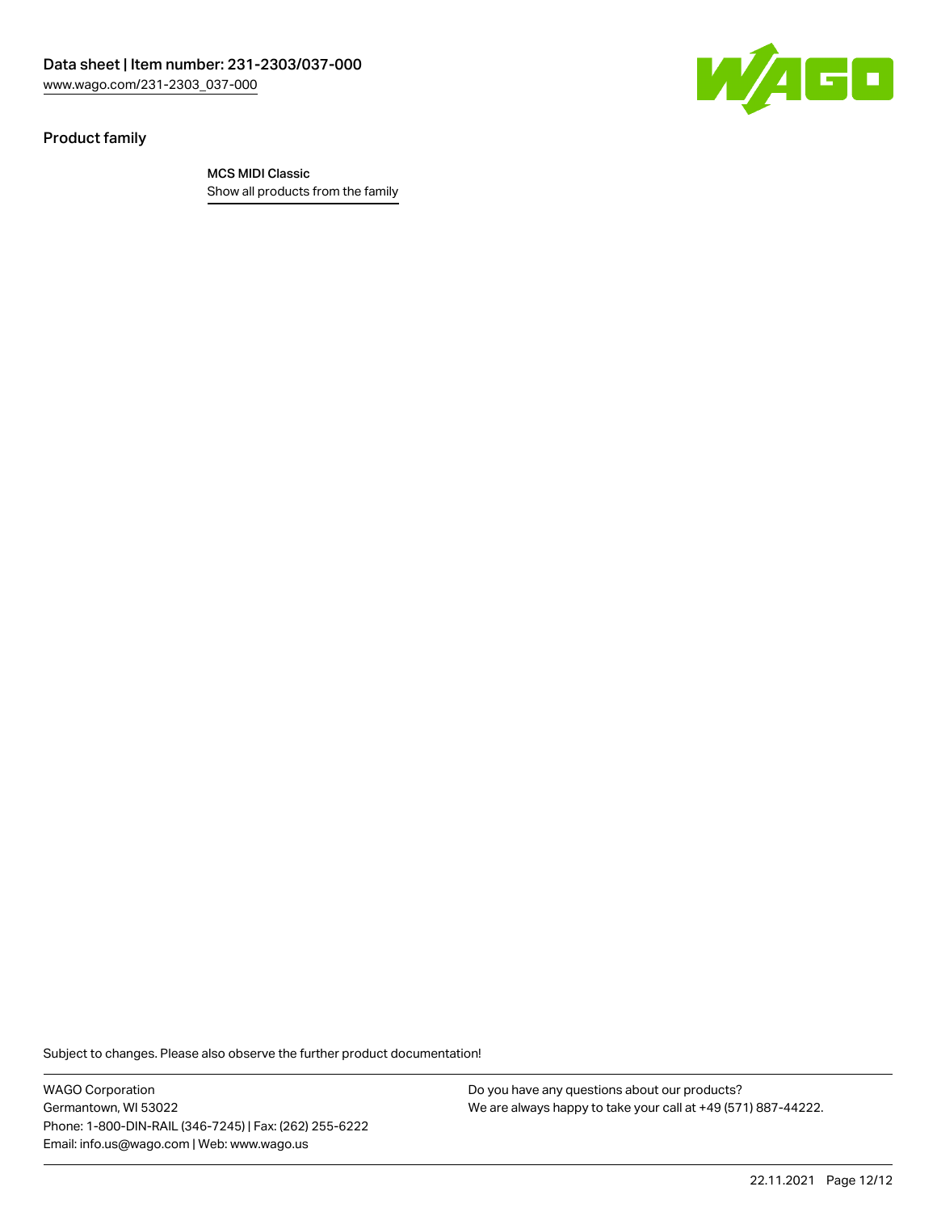## Product family

MCS MIDI Classic
Show all products from the family

Subject to changes. Please also observe the further product documentation!

WAGO Corporation
Germantown, WI 53022
Phone: 1-800-DIN-RAIL (346-7245) | Fax: (262) 255-6222
Email: info.us@wago.com | Web: www.wago.us

Do you have any questions about our products?
We are always happy to take your call at +49 (571) 887-44222.